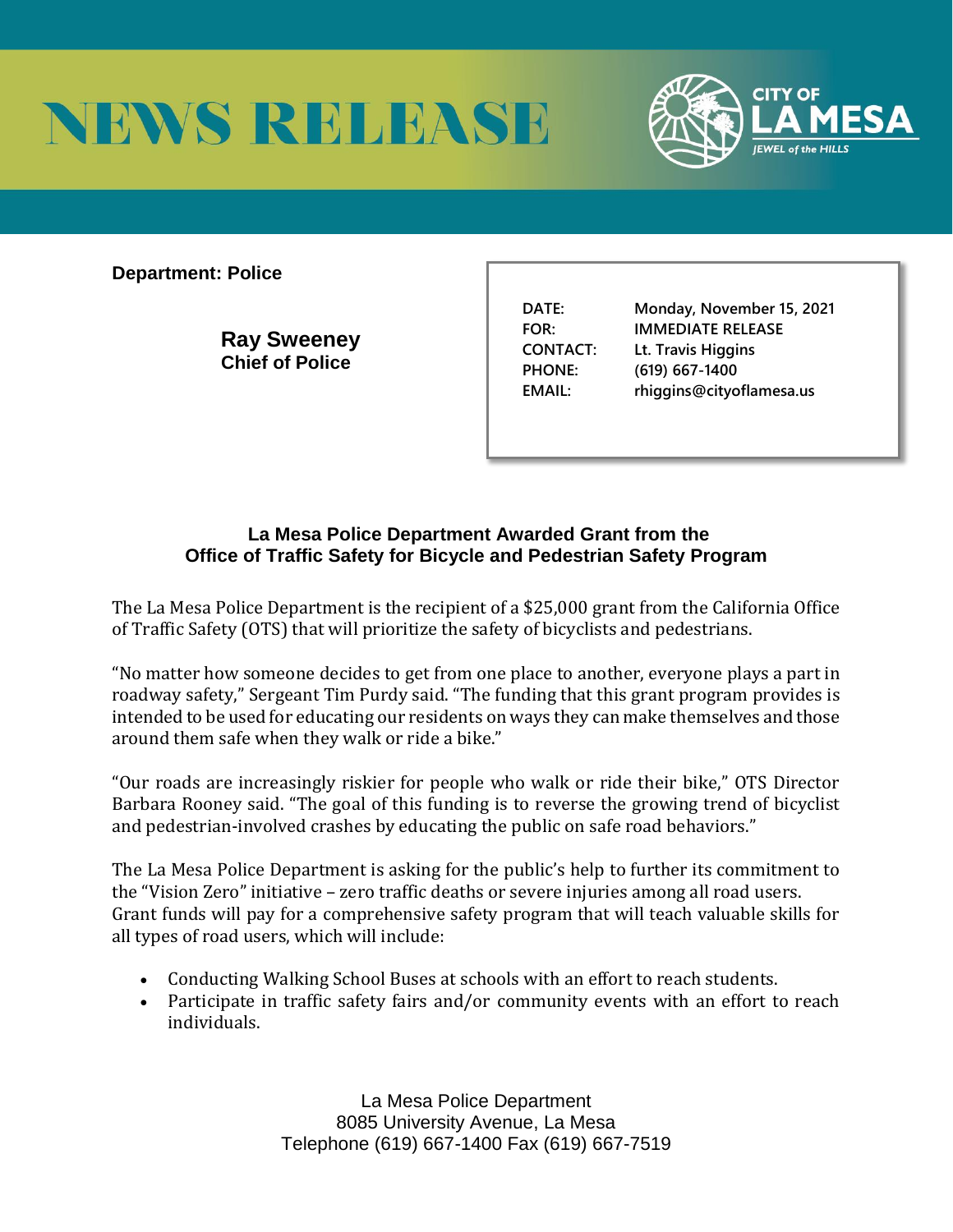# NEWS RELEASE

CITY OF LA MESA
*JEWEL of the HILLS*

**Department: Police**

**Ray Sweeney**
**Chief of Police**

| | |
|---|---|
| **DATE:** | **Monday, November 15, 2021** |
| **FOR:** | **IMMEDIATE RELEASE** |
| **CONTACT:** | **Lt. Travis Higgins** |
| **PHONE:** | **(619) 667-1400** |
| **EMAIL:** | **rhiggins@cityoflamesa.us** |

## La Mesa Police Department Awarded Grant from the Office of Traffic Safety for Bicycle and Pedestrian Safety Program

The La Mesa Police Department is the recipient of a $25,000 grant from the California Office of Traffic Safety (OTS) that will prioritize the safety of bicyclists and pedestrians.

"No matter how someone decides to get from one place to another, everyone plays a part in roadway safety," Sergeant Tim Purdy said. "The funding that this grant program provides is intended to be used for educating our residents on ways they can make themselves and those around them safe when they walk or ride a bike."

"Our roads are increasingly riskier for people who walk or ride their bike," OTS Director Barbara Rooney said. "The goal of this funding is to reverse the growing trend of bicyclist and pedestrian-involved crashes by educating the public on safe road behaviors."

The La Mesa Police Department is asking for the public's help to further its commitment to the "Vision Zero" initiative – zero traffic deaths or severe injuries among all road users. Grant funds will pay for a comprehensive safety program that will teach valuable skills for all types of road users, which will include:

- Conducting Walking School Buses at schools with an effort to reach students.
- Participate in traffic safety fairs and/or community events with an effort to reach individuals.

La Mesa Police Department
8085 University Avenue, La Mesa
Telephone (619) 667-1400 Fax (619) 667-7519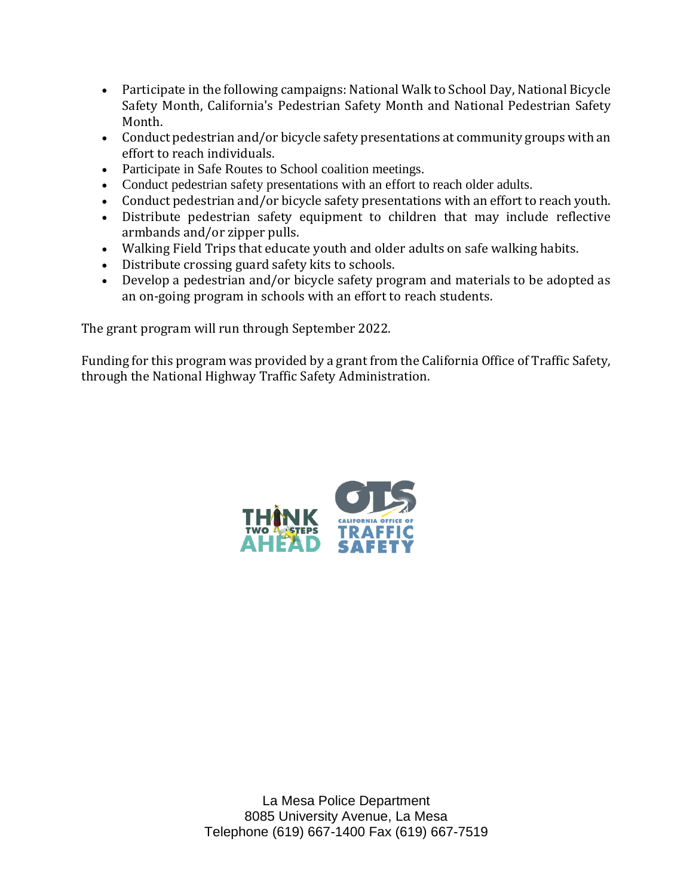- Participate in the following campaigns: National Walk to School Day, National Bicycle Safety Month, California's Pedestrian Safety Month and National Pedestrian Safety Month.
- Conduct pedestrian and/or bicycle safety presentations at community groups with an effort to reach individuals.
- Participate in Safe Routes to School coalition meetings.
- Conduct pedestrian safety presentations with an effort to reach older adults.
- Conduct pedestrian and/or bicycle safety presentations with an effort to reach youth.
- Distribute pedestrian safety equipment to children that may include reflective armbands and/or zipper pulls.
- Walking Field Trips that educate youth and older adults on safe walking habits.
- Distribute crossing guard safety kits to schools.
- Develop a pedestrian and/or bicycle safety program and materials to be adopted as an on-going program in schools with an effort to reach students.

The grant program will run through September 2022.

Funding for this program was provided by a grant from the California Office of Traffic Safety, through the National Highway Traffic Safety Administration.

THINK TWO STEPS AHEAD

OTS CALIFORNIA OFFICE OF TRAFFIC SAFETY

La Mesa Police Department
8085 University Avenue, La Mesa
Telephone (619) 667-1400 Fax (619) 667-7519